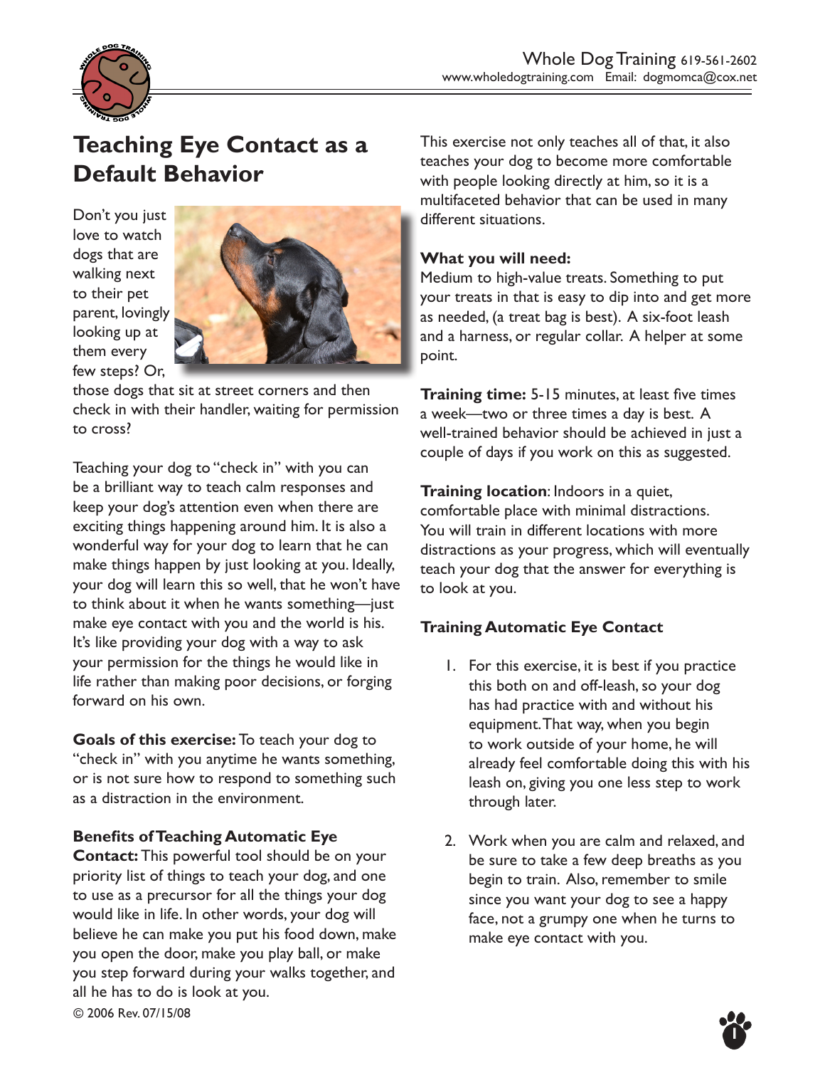Whole Dog Training 619-561-2602
www.wholedogtraining.com Email: dogmomca@cox.net

# Teaching Eye Contact as a Default Behavior

Don't you just love to watch dogs that are walking next to their pet parent, lovingly looking up at them every few steps? Or, those dogs that sit at street corners and then check in with their handler, waiting for permission to cross?

Teaching your dog to "check in" with you can be a brilliant way to teach calm responses and keep your dog's attention even when there are exciting things happening around him. It is also a wonderful way for your dog to learn that he can make things happen by just looking at you. Ideally, your dog will learn this so well, that he won't have to think about it when he wants something—just make eye contact with you and the world is his. It's like providing your dog with a way to ask your permission for the things he would like in life rather than making poor decisions, or forging forward on his own.

**Goals of this exercise:** To teach your dog to "check in" with you anytime he wants something, or is not sure how to respond to something such as a distraction in the environment.

**Benefits of Teaching Automatic Eye Contact:** This powerful tool should be on your priority list of things to teach your dog, and one to use as a precursor for all the things your dog would like in life. In other words, your dog will believe he can make you put his food down, make you open the door, make you play ball, or make you step forward during your walks together, and all he has to do is look at you.

This exercise not only teaches all of that, it also teaches your dog to become more comfortable with people looking directly at him, so it is a multifaceted behavior that can be used in many different situations.

**What you will need:**
Medium to high-value treats. Something to put your treats in that is easy to dip into and get more as needed, (a treat bag is best). A six-foot leash and a harness, or regular collar. A helper at some point.

**Training time:** 5-15 minutes, at least five times a week—two or three times a day is best. A well-trained behavior should be achieved in just a couple of days if you work on this as suggested.

**Training location**: Indoors in a quiet, comfortable place with minimal distractions. You will train in different locations with more distractions as your progress, which will eventually teach your dog that the answer for everything is to look at you.

### Training Automatic Eye Contact

1. For this exercise, it is best if you practice this both on and off-leash, so your dog has had practice with and without his equipment. That way, when you begin to work outside of your home, he will already feel comfortable doing this with his leash on, giving you one less step to work through later.

2. Work when you are calm and relaxed, and be sure to take a few deep breaths as you begin to train. Also, remember to smile since you want your dog to see a happy face, not a grumpy one when he turns to make eye contact with you.

© 2006 Rev. 07/15/08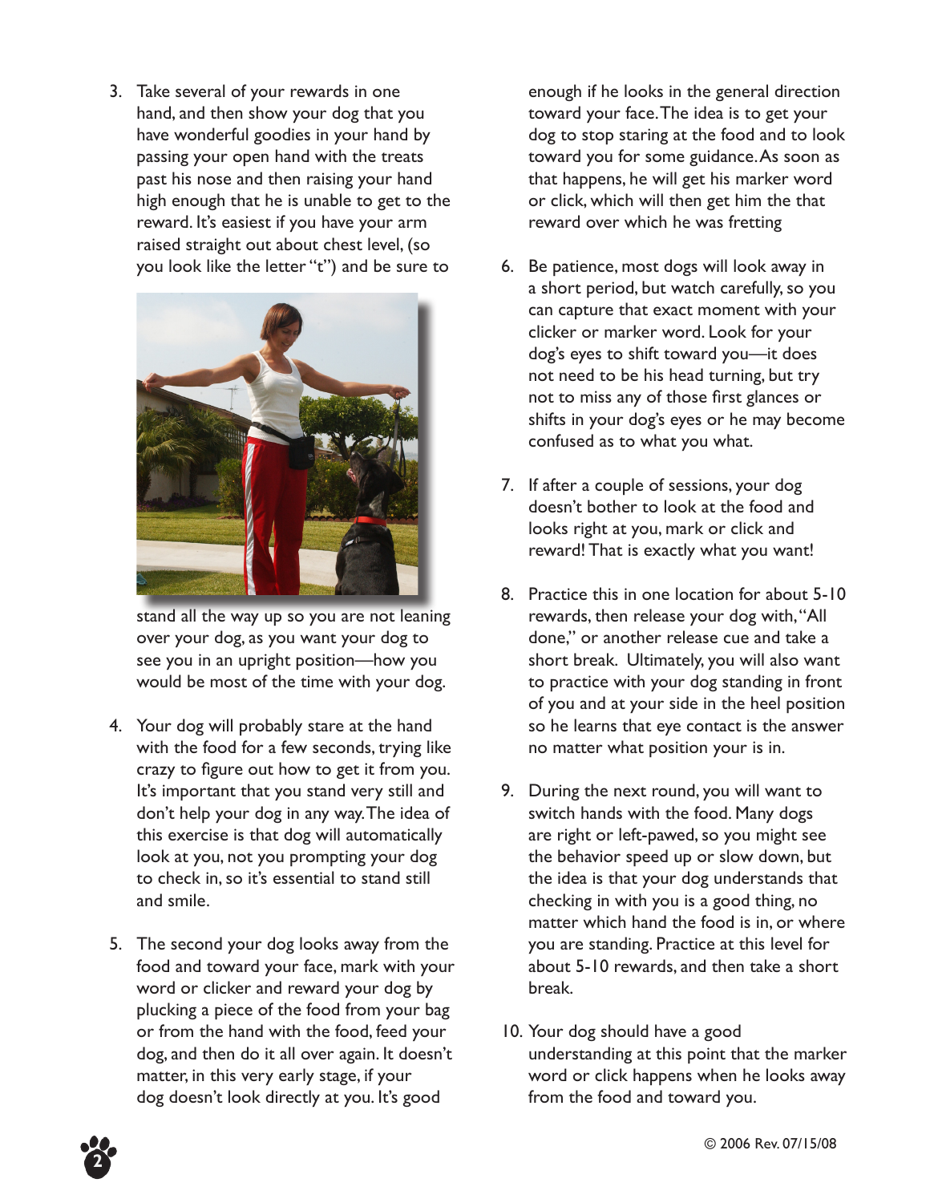3. Take several of your rewards in one hand, and then show your dog that you have wonderful goodies in your hand by passing your open hand with the treats past his nose and then raising your hand high enough that he is unable to get to the reward. It's easiest if you have your arm raised straight out about chest level, (so you look like the letter "t") and be sure to stand all the way up so you are not leaning over your dog, as you want your dog to see you in an upright position—how you would be most of the time with your dog.

4. Your dog will probably stare at the hand with the food for a few seconds, trying like crazy to figure out how to get it from you. It's important that you stand very still and don't help your dog in any way. The idea of this exercise is that dog will automatically look at you, not you prompting your dog to check in, so it's essential to stand still and smile.

5. The second your dog looks away from the food and toward your face, mark with your word or clicker and reward your dog by plucking a piece of the food from your bag or from the hand with the food, feed your dog, and then do it all over again. It doesn't matter, in this very early stage, if your dog doesn't look directly at you. It's good enough if he looks in the general direction toward your face. The idea is to get your dog to stop staring at the food and to look toward you for some guidance. As soon as that happens, he will get his marker word or click, which will then get him the that reward over which he was fretting

6. Be patience, most dogs will look away in a short period, but watch carefully, so you can capture that exact moment with your clicker or marker word. Look for your dog's eyes to shift toward you—it does not need to be his head turning, but try not to miss any of those first glances or shifts in your dog's eyes or he may become confused as to what you what.

7. If after a couple of sessions, your dog doesn't bother to look at the food and looks right at you, mark or click and reward! That is exactly what you want!

8. Practice this in one location for about 5-10 rewards, then release your dog with, "All done," or another release cue and take a short break. Ultimately, you will also want to practice with your dog standing in front of you and at your side in the heel position so he learns that eye contact is the answer no matter what position your is in.

9. During the next round, you will want to switch hands with the food. Many dogs are right or left-pawed, so you might see the behavior speed up or slow down, but the idea is that your dog understands that checking in with you is a good thing, no matter which hand the food is in, or where you are standing. Practice at this level for about 5-10 rewards, and then take a short break.

10. Your dog should have a good understanding at this point that the marker word or click happens when he looks away from the food and toward you.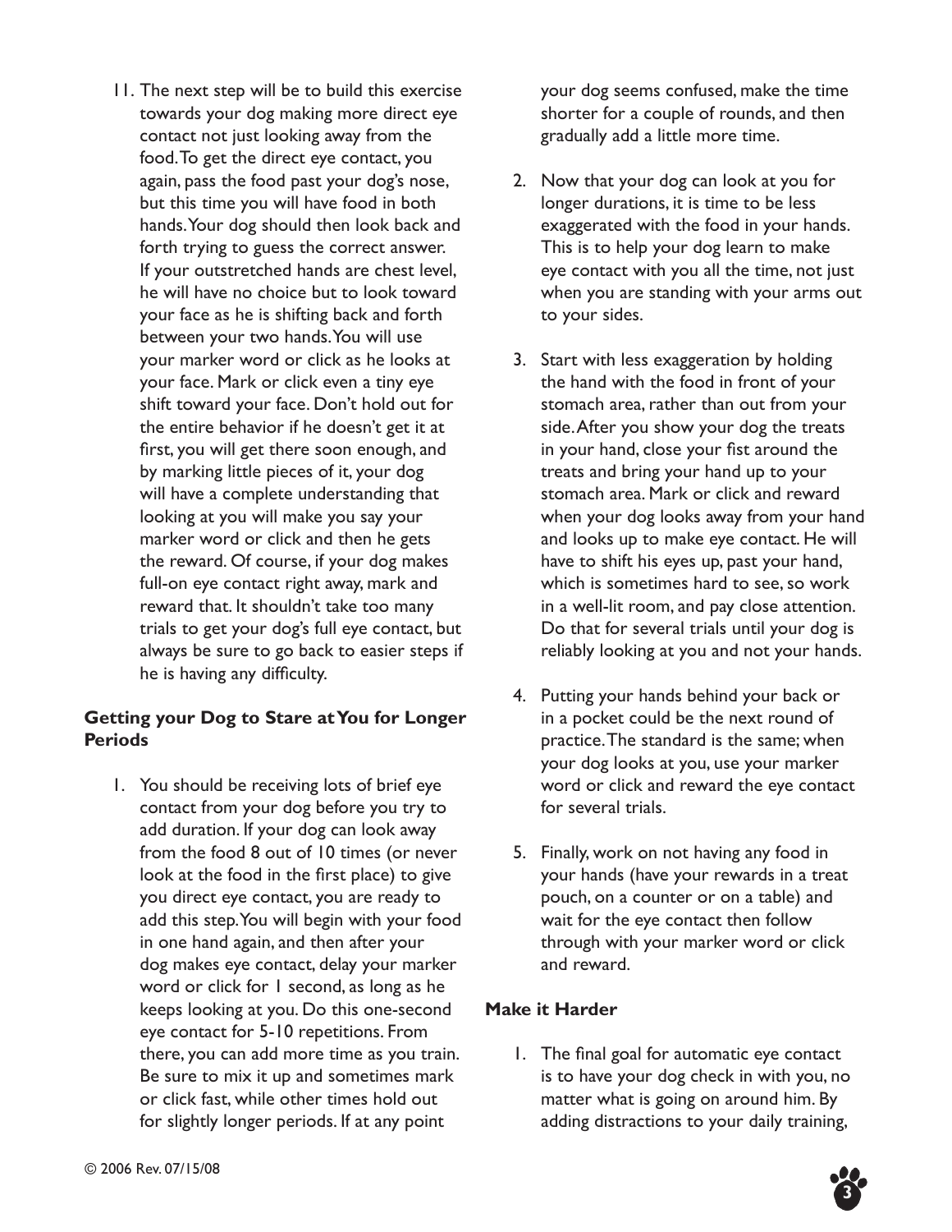11. The next step will be to build this exercise towards your dog making more direct eye contact not just looking away from the food. To get the direct eye contact, you again, pass the food past your dog's nose, but this time you will have food in both hands. Your dog should then look back and forth trying to guess the correct answer. If your outstretched hands are chest level, he will have no choice but to look toward your face as he is shifting back and forth between your two hands. You will use your marker word or click as he looks at your face. Mark or click even a tiny eye shift toward your face. Don't hold out for the entire behavior if he doesn't get it at first, you will get there soon enough, and by marking little pieces of it, your dog will have a complete understanding that looking at you will make you say your marker word or click and then he gets the reward. Of course, if your dog makes full-on eye contact right away, mark and reward that. It shouldn't take too many trials to get your dog's full eye contact, but always be sure to go back to easier steps if he is having any difficulty.

**Getting your Dog to Stare at You for Longer Periods**

1. You should be receiving lots of brief eye contact from your dog before you try to add duration. If your dog can look away from the food 8 out of 10 times (or never look at the food in the first place) to give you direct eye contact, you are ready to add this step. You will begin with your food in one hand again, and then after your dog makes eye contact, delay your marker word or click for 1 second, as long as he keeps looking at you. Do this one-second eye contact for 5-10 repetitions. From there, you can add more time as you train. Be sure to mix it up and sometimes mark or click fast, while other times hold out for slightly longer periods. If at any point your dog seems confused, make the time shorter for a couple of rounds, and then gradually add a little more time.

2. Now that your dog can look at you for longer durations, it is time to be less exaggerated with the food in your hands. This is to help your dog learn to make eye contact with you all the time, not just when you are standing with your arms out to your sides.

3. Start with less exaggeration by holding the hand with the food in front of your stomach area, rather than out from your side. After you show your dog the treats in your hand, close your fist around the treats and bring your hand up to your stomach area. Mark or click and reward when your dog looks away from your hand and looks up to make eye contact. He will have to shift his eyes up, past your hand, which is sometimes hard to see, so work in a well-lit room, and pay close attention. Do that for several trials until your dog is reliably looking at you and not your hands.

4. Putting your hands behind your back or in a pocket could be the next round of practice. The standard is the same; when your dog looks at you, use your marker word or click and reward the eye contact for several trials.

5. Finally, work on not having any food in your hands (have your rewards in a treat pouch, on a counter or on a table) and wait for the eye contact then follow through with your marker word or click and reward.

**Make it Harder**

1. The final goal for automatic eye contact is to have your dog check in with you, no matter what is going on around him. By adding distractions to your daily training,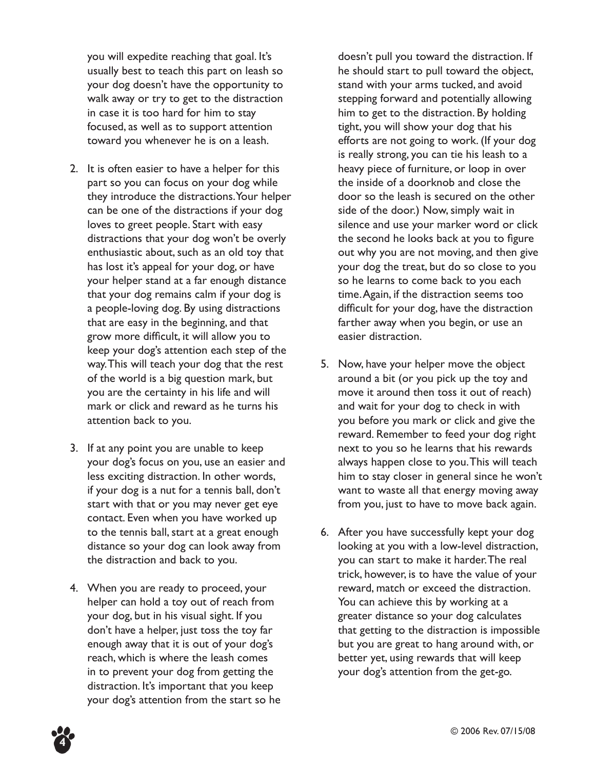you will expedite reaching that goal. It's usually best to teach this part on leash so your dog doesn't have the opportunity to walk away or try to get to the distraction in case it is too hard for him to stay focused, as well as to support attention toward you whenever he is on a leash.

2. It is often easier to have a helper for this part so you can focus on your dog while they introduce the distractions. Your helper can be one of the distractions if your dog loves to greet people. Start with easy distractions that your dog won't be overly enthusiastic about, such as an old toy that has lost it's appeal for your dog, or have your helper stand at a far enough distance that your dog remains calm if your dog is a people-loving dog. By using distractions that are easy in the beginning, and that grow more difficult, it will allow you to keep your dog's attention each step of the way. This will teach your dog that the rest of the world is a big question mark, but you are the certainty in his life and will mark or click and reward as he turns his attention back to you.

3. If at any point you are unable to keep your dog's focus on you, use an easier and less exciting distraction. In other words, if your dog is a nut for a tennis ball, don't start with that or you may never get eye contact. Even when you have worked up to the tennis ball, start at a great enough distance so your dog can look away from the distraction and back to you.

4. When you are ready to proceed, your helper can hold a toy out of reach from your dog, but in his visual sight. If you don't have a helper, just toss the toy far enough away that it is out of your dog's reach, which is where the leash comes in to prevent your dog from getting the distraction. It's important that you keep your dog's attention from the start so he doesn't pull you toward the distraction. If he should start to pull toward the object, stand with your arms tucked, and avoid stepping forward and potentially allowing him to get to the distraction. By holding tight, you will show your dog that his efforts are not going to work. (If your dog is really strong, you can tie his leash to a heavy piece of furniture, or loop in over the inside of a doorknob and close the door so the leash is secured on the other side of the door.) Now, simply wait in silence and use your marker word or click the second he looks back at you to figure out why you are not moving, and then give your dog the treat, but do so close to you so he learns to come back to you each time. Again, if the distraction seems too difficult for your dog, have the distraction farther away when you begin, or use an easier distraction.

5. Now, have your helper move the object around a bit (or you pick up the toy and move it around then toss it out of reach) and wait for your dog to check in with you before you mark or click and give the reward. Remember to feed your dog right next to you so he learns that his rewards always happen close to you. This will teach him to stay closer in general since he won't want to waste all that energy moving away from you, just to have to move back again.

6. After you have successfully kept your dog looking at you with a low-level distraction, you can start to make it harder. The real trick, however, is to have the value of your reward, match or exceed the distraction. You can achieve this by working at a greater distance so your dog calculates that getting to the distraction is impossible but you are great to hang around with, or better yet, using rewards that will keep your dog's attention from the get-go.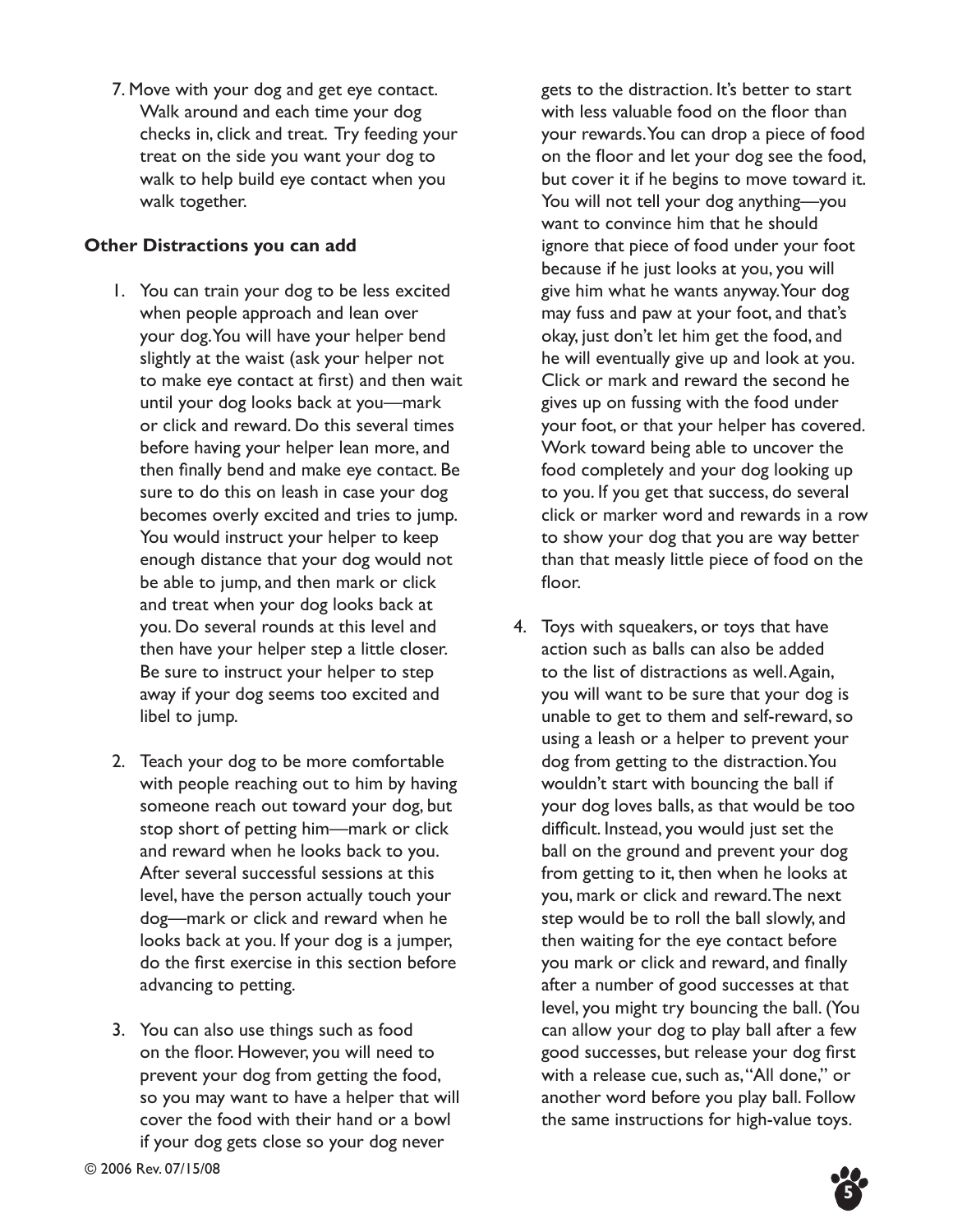7. Move with your dog and get eye contact. Walk around and each time your dog checks in, click and treat. Try feeding your treat on the side you want your dog to walk to help build eye contact when you walk together.

**Other Distractions you can add**

1. You can train your dog to be less excited when people approach and lean over your dog. You will have your helper bend slightly at the waist (ask your helper not to make eye contact at first) and then wait until your dog looks back at you—mark or click and reward. Do this several times before having your helper lean more, and then finally bend and make eye contact. Be sure to do this on leash in case your dog becomes overly excited and tries to jump. You would instruct your helper to keep enough distance that your dog would not be able to jump, and then mark or click and treat when your dog looks back at you. Do several rounds at this level and then have your helper step a little closer. Be sure to instruct your helper to step away if your dog seems too excited and libel to jump.

2. Teach your dog to be more comfortable with people reaching out to him by having someone reach out toward your dog, but stop short of petting him—mark or click and reward when he looks back to you. After several successful sessions at this level, have the person actually touch your dog—mark or click and reward when he looks back at you. If your dog is a jumper, do the first exercise in this section before advancing to petting.

3. You can also use things such as food on the floor. However, you will need to prevent your dog from getting the food, so you may want to have a helper that will cover the food with their hand or a bowl if your dog gets close so your dog never gets to the distraction. It's better to start with less valuable food on the floor than your rewards. You can drop a piece of food on the floor and let your dog see the food, but cover it if he begins to move toward it. You will not tell your dog anything—you want to convince him that he should ignore that piece of food under your foot because if he just looks at you, you will give him what he wants anyway. Your dog may fuss and paw at your foot, and that's okay, just don't let him get the food, and he will eventually give up and look at you. Click or mark and reward the second he gives up on fussing with the food under your foot, or that your helper has covered. Work toward being able to uncover the food completely and your dog looking up to you. If you get that success, do several click or marker word and rewards in a row to show your dog that you are way better than that measly little piece of food on the floor.

4. Toys with squeakers, or toys that have action such as balls can also be added to the list of distractions as well. Again, you will want to be sure that your dog is unable to get to them and self-reward, so using a leash or a helper to prevent your dog from getting to the distraction. You wouldn't start with bouncing the ball if your dog loves balls, as that would be too difficult. Instead, you would just set the ball on the ground and prevent your dog from getting to it, then when he looks at you, mark or click and reward. The next step would be to roll the ball slowly, and then waiting for the eye contact before you mark or click and reward, and finally after a number of good successes at that level, you might try bouncing the ball. (You can allow your dog to play ball after a few good successes, but release your dog first with a release cue, such as, "All done," or another word before you play ball. Follow the same instructions for high-value toys.

© 2006 Rev. 07/15/08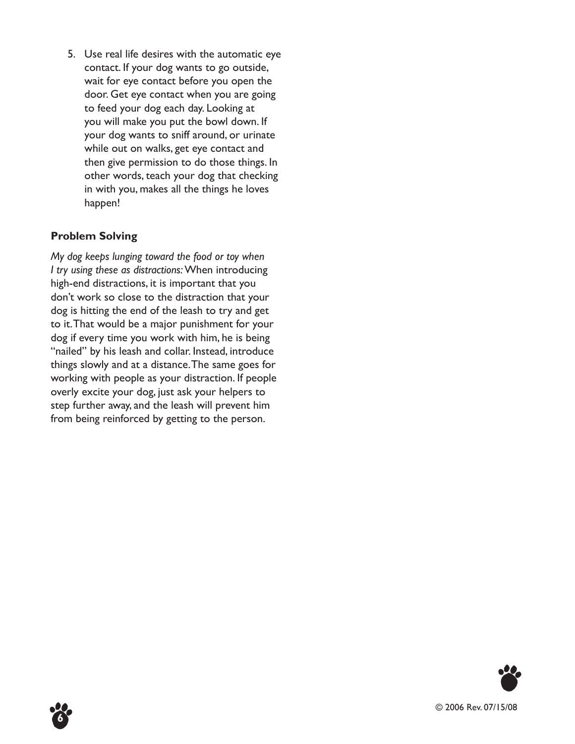5. Use real life desires with the automatic eye contact. If your dog wants to go outside, wait for eye contact before you open the door. Get eye contact when you are going to feed your dog each day. Looking at you will make you put the bowl down. If your dog wants to sniff around, or urinate while out on walks, get eye contact and then give permission to do those things. In other words, teach your dog that checking in with you, makes all the things he loves happen!

### Problem Solving

*My dog keeps lunging toward the food or toy when I try using these as distractions:* When introducing high-end distractions, it is important that you don't work so close to the distraction that your dog is hitting the end of the leash to try and get to it. That would be a major punishment for your dog if every time you work with him, he is being "nailed" by his leash and collar. Instead, introduce things slowly and at a distance. The same goes for working with people as your distraction. If people overly excite your dog, just ask your helpers to step further away, and the leash will prevent him from being reinforced by getting to the person.

© 2006 Rev. 07/15/08